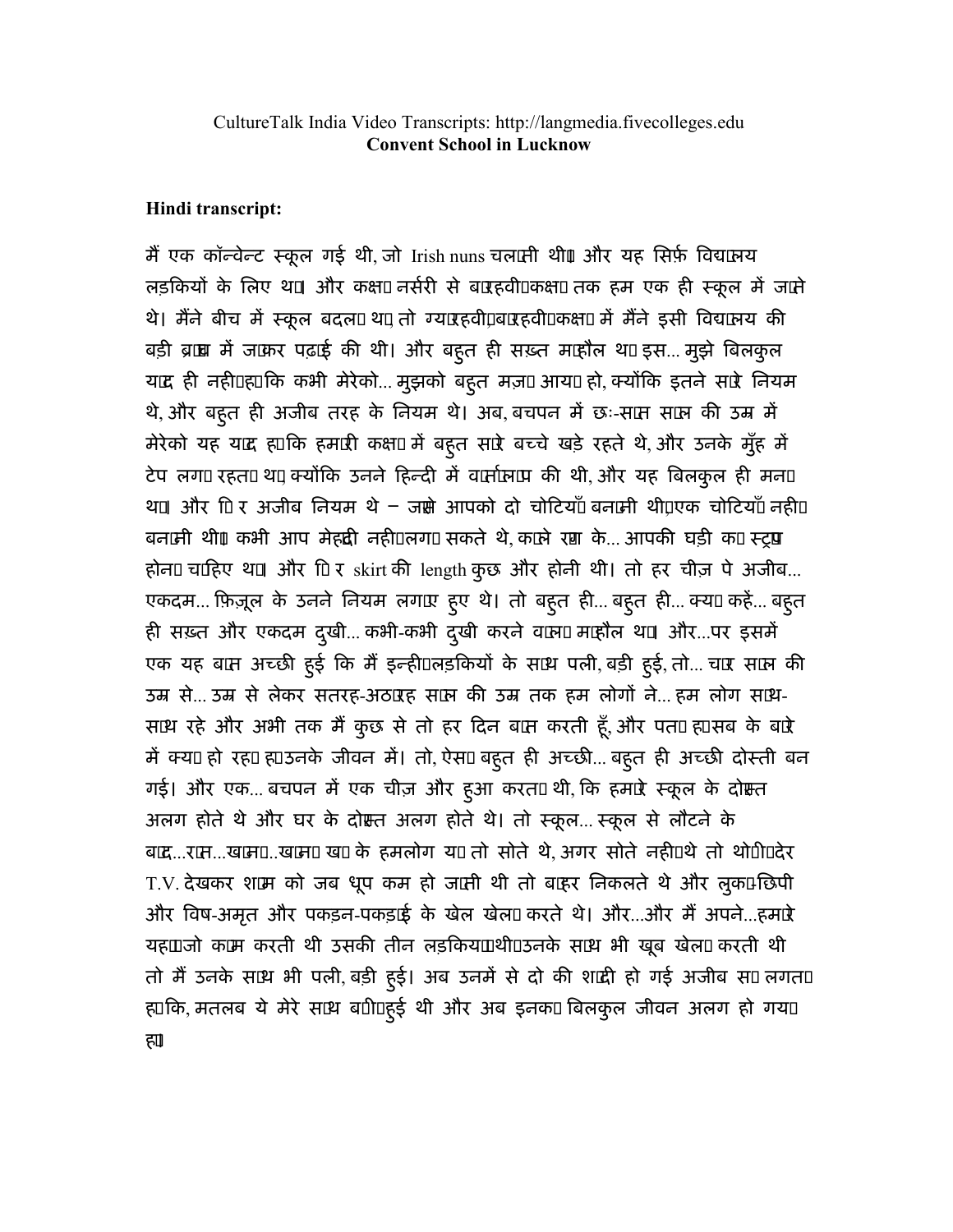CultureTalk India Video Transcripts: http://langmedia.fivecolleges.edu
**Convent School in Lucknow**

**Hindi transcript:**

मैं एक कॉन्वेन्ट स्कूल गई थी, जो Irish nuns चलाती थीं। और यह सिर्फ़ विद्यालय लड़कियों के लिए था। और कक्षा नर्सरी से बारहवी कक्षा तक हम एक ही स्कूल में जाते थे। मैंने बीच में स्कूल बदला था, तो ग्यारहवी, बारहवी कक्षा में मैंने इसी विद्यालय की बड़ी ब्रांच में जाकर पढ़ाई की थी। और बहुत ही सख़्त माहौल था इस... मुझे बिलकुल याद ही नहीं है कि कभी मेरेको... मुझको बहुत मज़ा आया हो, क्योंकि इतने सारे नियम थे, और बहुत ही अजीब तरह के नियम थे। अब, बचपन में छः-सात साल की उम्र में मेरेको यह याद है कि हमारी कक्षा में बहुत सारे बच्चे खड़े रहते थे, और उनके मुँह में टेप लगा रहता था, क्योंकि उनने हिन्दी में वार्तालाप की थी, और यह बिलकुल ही मना था। और फिर अजीब नियम थे – जैसे आपको दो चोटियाँ बनानी थी, एक चोटियाँ नहीं बनानी थी। कभी आप मेहंदी नहीं लगा सकते थे, काले रंग के... आपकी घड़ी का स्ट्रैप होना चाहिए था। और फिर skirt की length कुछ और होनी थी। तो हर चीज़ पे अजीब... एकदम... फ़िज़ूल के उनने नियम लगाए हुए थे। तो बहुत ही... बहुत ही... क्या कहें... बहुत ही सख़्त और एकदम दुखी... कभी-कभी दुखी करने वाला माहौल था। और...पर इसमें एक यह बात अच्छी हुई कि मैं इन्हीं लड़कियों के साथ पली, बड़ी हुई, तो... चार साल की उम्र से... उम्र से लेकर सतरह-अठारह साल की उम्र तक हम लोगों ने... हम लोग साथ-साथ रहे और अभी तक मैं कुछ से तो हर दिन बात करती हूँ, और पता है सब के बारे में क्या हो रहा है उनके जीवन में। तो, ऐसा बहुत ही अच्छी... बहुत ही अच्छी दोस्ती बन गई। और एक... बचपन में एक चीज़ और हुआ करता थी, कि हमारे स्कूल के दोस्त अलग होते थे और घर के दोस्त अलग होते थे। तो स्कूल... स्कूल से लौटने के बाद...रात...खाना...खाना खा के हमलोग या तो सोते थे, अगर सोते नहीं थे तो थोड़ी देर T.V. देखकर शाम को जब धूप कम हो जाती थी तो बाहर निकलते थे और लुका-छिपी और विष-अमृत और पकड़न-पकड़ाई के खेल खेला करते थे। और...और मैं अपने...हमारे यहाँ जो काम करती थी उसकी तीन लड़कियाँ थी, उनके साथ भी ख़ूब खेला करती थी तो मैं उनके साथ भी पली, बड़ी हुई। अब उनमें से दो की शादी हो गई अजीब सा लगता है कि, मतलब ये मेरे साथ बड़ी हुई थी और अब इनका बिलकुल जीवन अलग हो गया है।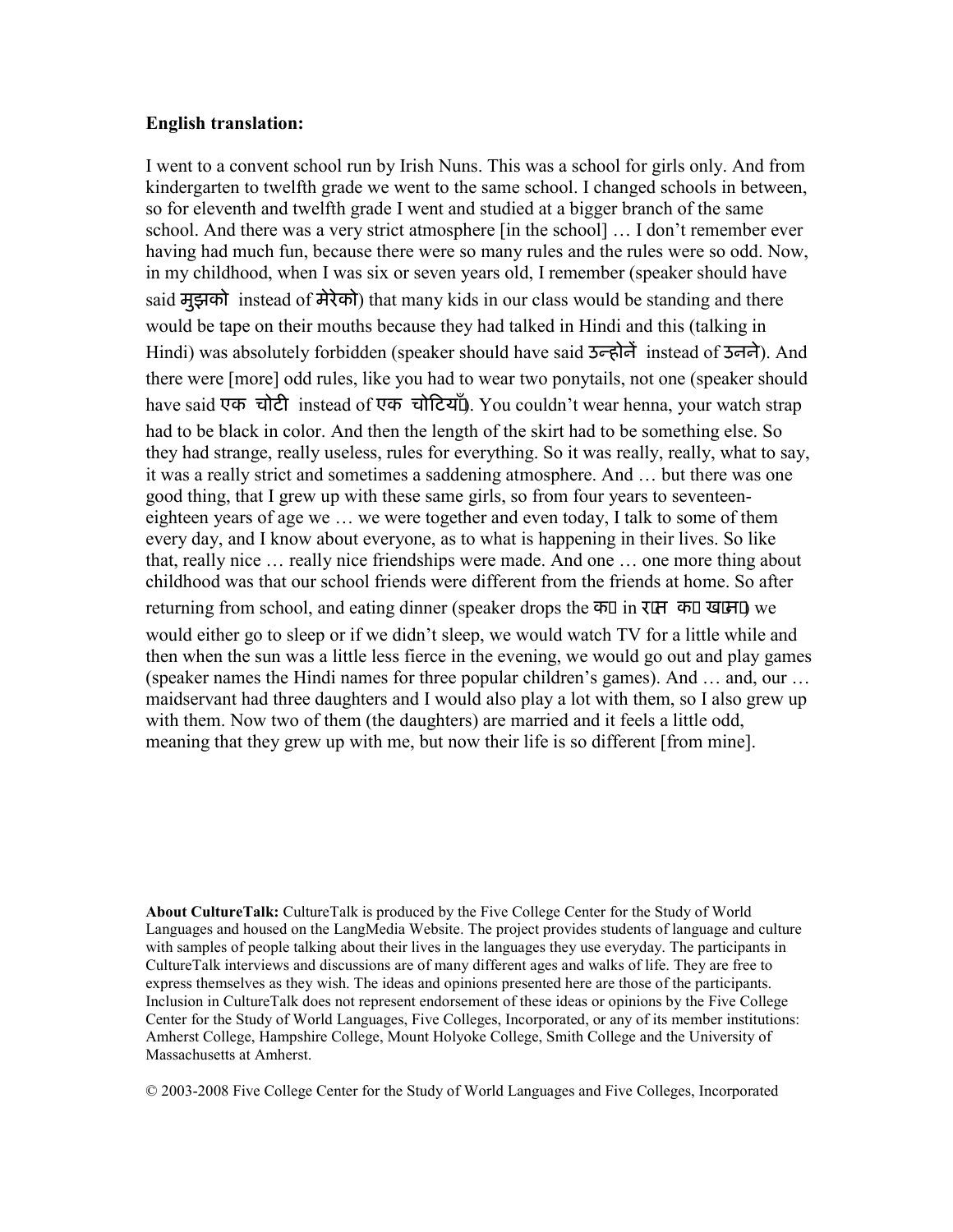**English translation:**

I went to a convent school run by Irish Nuns. This was a school for girls only. And from kindergarten to twelfth grade we went to the same school. I changed schools in between, so for eleventh and twelfth grade I went and studied at a bigger branch of the same school. And there was a very strict atmosphere [in the school] … I don't remember ever having had much fun, because there were so many rules and the rules were so odd. Now, in my childhood, when I was six or seven years old, I remember (speaker should have said मुझको instead of मेरेको) that many kids in our class would be standing and there would be tape on their mouths because they had talked in Hindi and this (talking in Hindi) was absolutely forbidden (speaker should have said उन्होंने instead of उनने). And there were [more] odd rules, like you had to wear two ponytails, not one (speaker should have said एक चोटी instead of एक चोटियाँ). You couldn't wear henna, your watch strap had to be black in color. And then the length of the skirt had to be something else. So they had strange, really useless, rules for everything. So it was really, really, what to say, it was a really strict and sometimes a saddening atmosphere. And … but there was one good thing, that I grew up with these same girls, so from four years to seventeen-eighteen years of age we … we were together and even today, I talk to some of them every day, and I know about everyone, as to what is happening in their lives. So like that, really nice … really nice friendships were made. And one … one more thing about childhood was that our school friends were different from the friends at home. So after returning from school, and eating dinner (speaker drops the का in रात का खाना) we would either go to sleep or if we didn't sleep, we would watch TV for a little while and then when the sun was a little less fierce in the evening, we would go out and play games (speaker names the Hindi names for three popular children's games). And … and, our … maidservant had three daughters and I would also play a lot with them, so I also grew up with them. Now two of them (the daughters) are married and it feels a little odd, meaning that they grew up with me, but now their life is so different [from mine].

**About CultureTalk:** CultureTalk is produced by the Five College Center for the Study of World Languages and housed on the LangMedia Website. The project provides students of language and culture with samples of people talking about their lives in the languages they use everyday. The participants in CultureTalk interviews and discussions are of many different ages and walks of life. They are free to express themselves as they wish. The ideas and opinions presented here are those of the participants. Inclusion in CultureTalk does not represent endorsement of these ideas or opinions by the Five College Center for the Study of World Languages, Five Colleges, Incorporated, or any of its member institutions: Amherst College, Hampshire College, Mount Holyoke College, Smith College and the University of Massachusetts at Amherst.

© 2003-2008 Five College Center for the Study of World Languages and Five Colleges, Incorporated